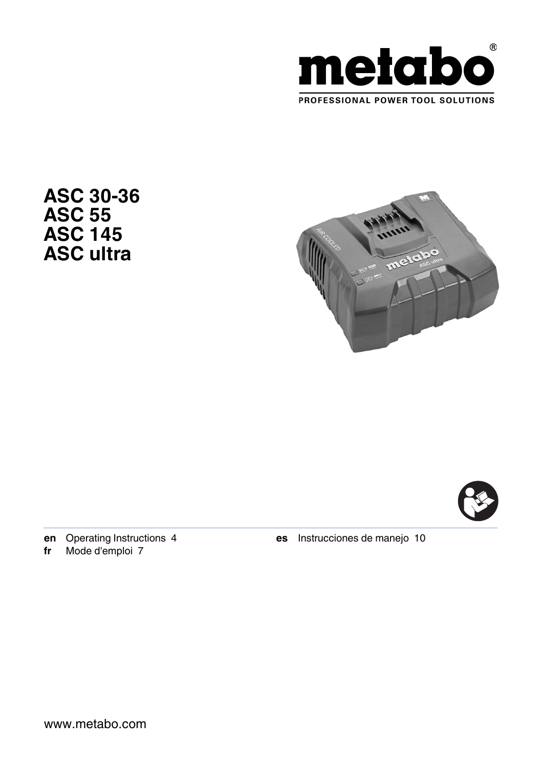metabo®

PROFESSIONAL POWER TOOL SOLUTIONS

# ASC 30-36
# ASC 55
# ASC 145
# ASC ultra

**en** Operating Instructions 4

**fr** Mode d'emploi 7

**es** Instrucciones de manejo 10

www.metabo.com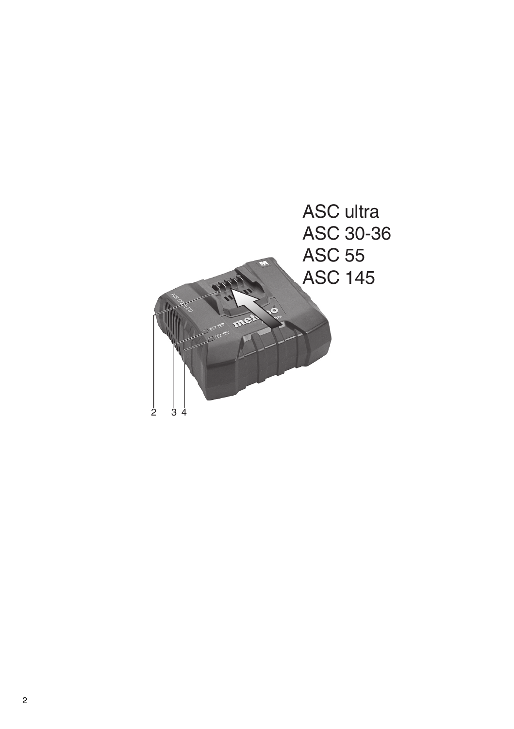ASC ultra
ASC 30-36
ASC 55
ASC 145

2 3 4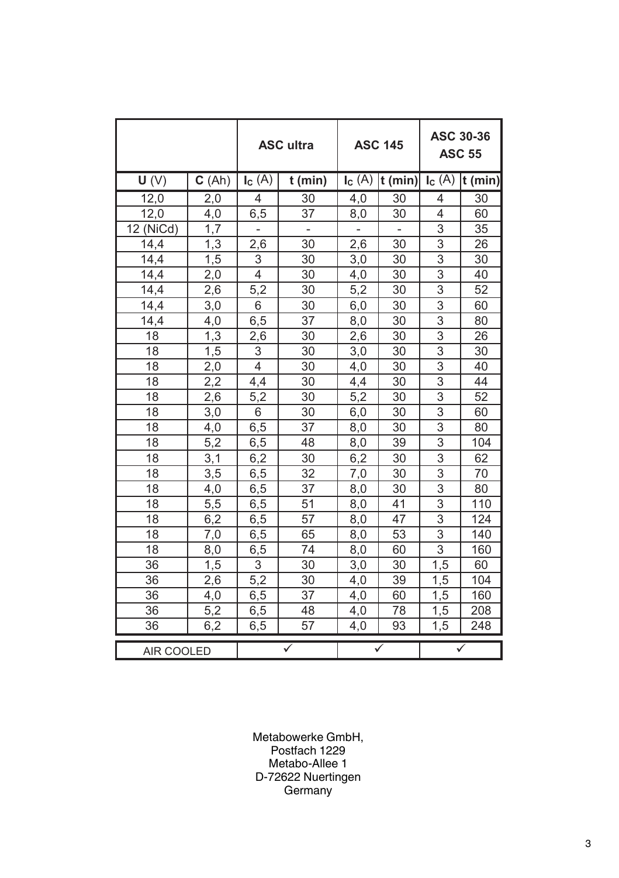|  |  | ASC ultra |  | ASC 145 |  | ASC 30-36 ASC 55 |  |
|---|---|---|---|---|---|---|---|
| **U** (V) | **C** (Ah) | $I_C$ (A) | **t (min)** | $I_C$ (A) | **t (min)** | $I_C$ (A) | **t (min)** |
| 12,0 | 2,0 | 4 | 30 | 4,0 | 30 | 4 | 30 |
| 12,0 | 4,0 | 6,5 | 37 | 8,0 | 30 | 4 | 60 |
| 12 (NiCd) | 1,7 | - | - | - | - | 3 | 35 |
| 14,4 | 1,3 | 2,6 | 30 | 2,6 | 30 | 3 | 26 |
| 14,4 | 1,5 | 3 | 30 | 3,0 | 30 | 3 | 30 |
| 14,4 | 2,0 | 4 | 30 | 4,0 | 30 | 3 | 40 |
| 14,4 | 2,6 | 5,2 | 30 | 5,2 | 30 | 3 | 52 |
| 14,4 | 3,0 | 6 | 30 | 6,0 | 30 | 3 | 60 |
| 14,4 | 4,0 | 6,5 | 37 | 8,0 | 30 | 3 | 80 |
| 18 | 1,3 | 2,6 | 30 | 2,6 | 30 | 3 | 26 |
| 18 | 1,5 | 3 | 30 | 3,0 | 30 | 3 | 30 |
| 18 | 2,0 | 4 | 30 | 4,0 | 30 | 3 | 40 |
| 18 | 2,2 | 4,4 | 30 | 4,4 | 30 | 3 | 44 |
| 18 | 2,6 | 5,2 | 30 | 5,2 | 30 | 3 | 52 |
| 18 | 3,0 | 6 | 30 | 6,0 | 30 | 3 | 60 |
| 18 | 4,0 | 6,5 | 37 | 8,0 | 30 | 3 | 80 |
| 18 | 5,2 | 6,5 | 48 | 8,0 | 39 | 3 | 104 |
| 18 | 3,1 | 6,2 | 30 | 6,2 | 30 | 3 | 62 |
| 18 | 3,5 | 6,5 | 32 | 7,0 | 30 | 3 | 70 |
| 18 | 4,0 | 6,5 | 37 | 8,0 | 30 | 3 | 80 |
| 18 | 5,5 | 6,5 | 51 | 8,0 | 41 | 3 | 110 |
| 18 | 6,2 | 6,5 | 57 | 8,0 | 47 | 3 | 124 |
| 18 | 7,0 | 6,5 | 65 | 8,0 | 53 | 3 | 140 |
| 18 | 8,0 | 6,5 | 74 | 8,0 | 60 | 3 | 160 |
| 36 | 1,5 | 3 | 30 | 3,0 | 30 | 1,5 | 60 |
| 36 | 2,6 | 5,2 | 30 | 4,0 | 39 | 1,5 | 104 |
| 36 | 4,0 | 6,5 | 37 | 4,0 | 60 | 1,5 | 160 |
| 36 | 5,2 | 6,5 | 48 | 4,0 | 78 | 1,5 | 208 |
| 36 | 6,2 | 6,5 | 57 | 4,0 | 93 | 1,5 | 248 |
| AIR COOLED |  | ✓ |  | ✓ |  | ✓ |  |

Metabowerke GmbH,
Postfach 1229
Metabo-Allee 1
D-72622 Nuertingen
Germany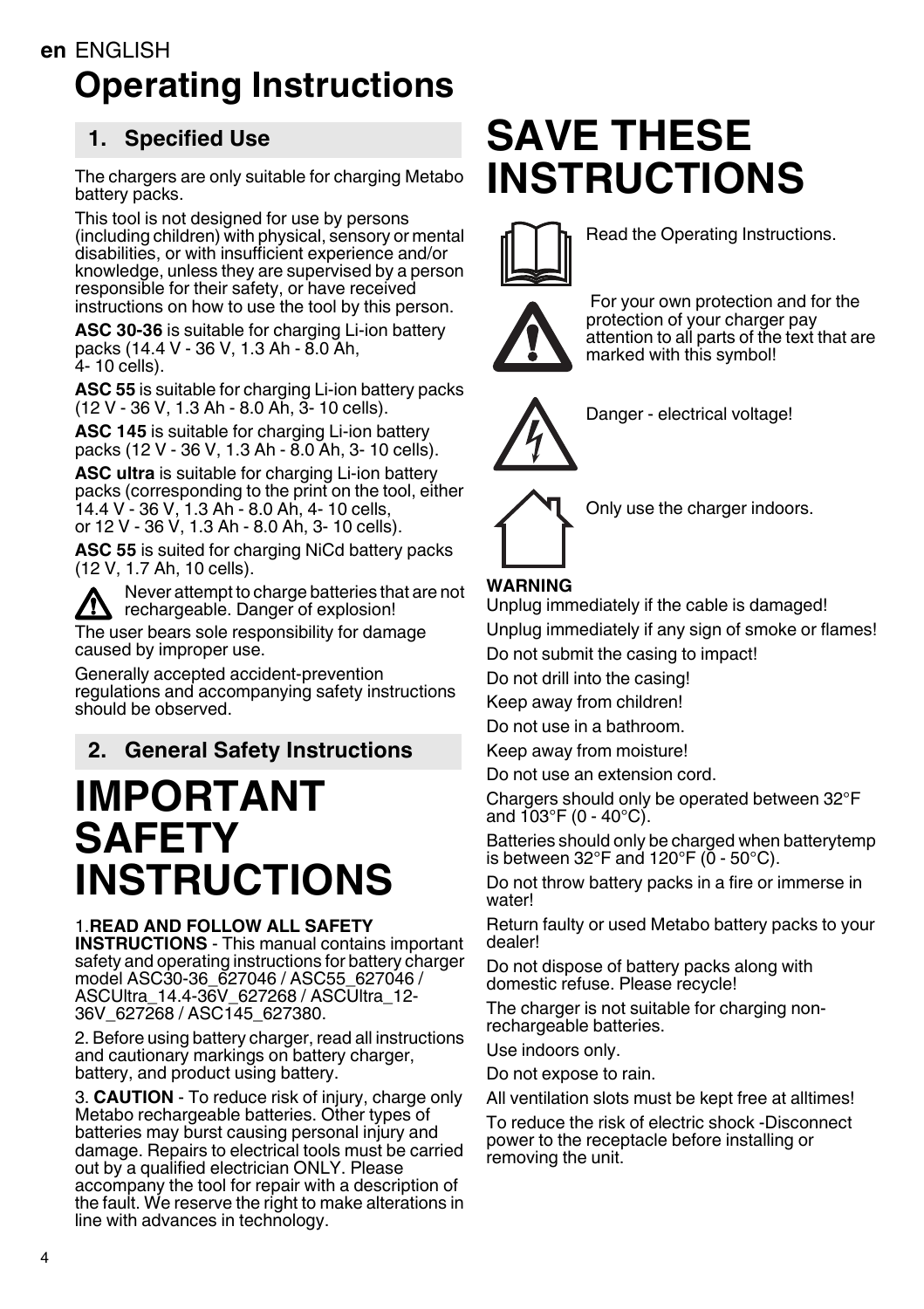**en** ENGLISH

# Operating Instructions

## 1. Specified Use

The chargers are only suitable for charging Metabo battery packs.

This tool is not designed for use by persons (including children) with physical, sensory or mental disabilities, or with insufficient experience and/or knowledge, unless they are supervised by a person responsible for their safety, or have received instructions on how to use the tool by this person.

**ASC 30-36** is suitable for charging Li-ion battery packs (14.4 V - 36 V, 1.3 Ah - 8.0 Ah, 4- 10 cells).

**ASC 55** is suitable for charging Li-ion battery packs (12 V - 36 V, 1.3 Ah - 8.0 Ah, 3- 10 cells).

**ASC 145** is suitable for charging Li-ion battery packs (12 V - 36 V, 1.3 Ah - 8.0 Ah, 3- 10 cells).

**ASC ultra** is suitable for charging Li-ion battery packs (corresponding to the print on the tool, either 14.4 V - 36 V, 1.3 Ah - 8.0 Ah, 4- 10 cells, or 12 V - 36 V, 1.3 Ah - 8.0 Ah, 3- 10 cells).

**ASC 55** is suited for charging NiCd battery packs (12 V, 1.7 Ah, 10 cells).

Never attempt to charge batteries that are not rechargeable. Danger of explosion!

The user bears sole responsibility for damage caused by improper use.

Generally accepted accident-prevention regulations and accompanying safety instructions should be observed.

## 2. General Safety Instructions

# IMPORTANT SAFETY INSTRUCTIONS

1.**READ AND FOLLOW ALL SAFETY INSTRUCTIONS** - This manual contains important safety and operating instructions for battery charger model ASC30-36_627046 / ASC55_627046 / ASCUltra_14.4-36V_627268 / ASCUltra_12-36V_627268 / ASC145_627380.

2. Before using battery charger, read all instructions and cautionary markings on battery charger, battery, and product using battery.

3. **CAUTION** - To reduce risk of injury, charge only Metabo rechargeable batteries. Other types of batteries may burst causing personal injury and damage. Repairs to electrical tools must be carried out by a qualified electrician ONLY. Please accompany the tool for repair with a description of the fault. We reserve the right to make alterations in line with advances in technology.

# SAVE THESE INSTRUCTIONS

Read the Operating Instructions.

For your own protection and for the protection of your charger pay attention to all parts of the text that are marked with this symbol!

Danger - electrical voltage!

Only use the charger indoors.

**WARNING**

Unplug immediately if the cable is damaged!

Unplug immediately if any sign of smoke or flames!

Do not submit the casing to impact!

Do not drill into the casing!

Keep away from children!

Do not use in a bathroom.

Keep away from moisture!

Do not use an extension cord.

Chargers should only be operated between 32°F and 103°F (0 - 40°C).

Batteries should only be charged when batterytemp is between 32°F and 120°F (0 - 50°C).

Do not throw battery packs in a fire or immerse in water!

Return faulty or used Metabo battery packs to your dealer!

Do not dispose of battery packs along with domestic refuse. Please recycle!

The charger is not suitable for charging non-rechargeable batteries.

Use indoors only.

Do not expose to rain.

All ventilation slots must be kept free at alltimes!

To reduce the risk of electric shock -Disconnect power to the receptacle before installing or removing the unit.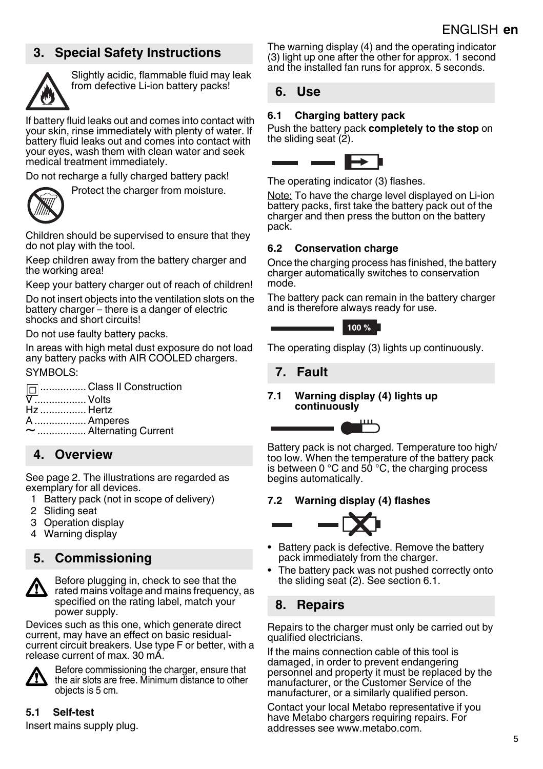## 3. Special Safety Instructions

Slightly acidic, flammable fluid may leak from defective Li-ion battery packs!

If battery fluid leaks out and comes into contact with your skin, rinse immediately with plenty of water. If battery fluid leaks out and comes into contact with your eyes, wash them with clean water and seek medical treatment immediately.

Do not recharge a fully charged battery pack!

Protect the charger from moisture.

Children should be supervised to ensure that they do not play with the tool.

Keep children away from the battery charger and the working area!

Keep your battery charger out of reach of children!

Do not insert objects into the ventilation slots on the battery charger – there is a danger of electric shocks and short circuits!

Do not use faulty battery packs.

In areas with high metal dust exposure do not load any battery packs with AIR COOLED chargers.

SYMBOLS:

⧈ ................ Class II Construction
V .................. Volts
Hz ................ Hertz
A .................. Amperes
~ ................. Alternating Current

## 4. Overview

See page 2. The illustrations are regarded as exemplary for all devices.

1 Battery pack (not in scope of delivery)
2 Sliding seat
3 Operation display
4 Warning display

## 5. Commissioning

Before plugging in, check to see that the rated mains voltage and mains frequency, as specified on the rating label, match your power supply.

Devices such as this one, which generate direct current, may have an effect on basic residual-current circuit breakers. Use type F or better, with a release current of max. 30 mA.

Before commissioning the charger, ensure that the air slots are free. Minimum distance to other objects is 5 cm.

### 5.1 Self-test

Insert mains supply plug.

The warning display (4) and the operating indicator (3) light up one after the other for approx. 1 second and the installed fan runs for approx. 5 seconds.

## 6. Use

### 6.1 Charging battery pack

Push the battery pack **completely to the stop** on the sliding seat (2).

The operating indicator (3) flashes.

Note: To have the charge level displayed on Li-ion battery packs, first take the battery pack out of the charger and then press the button on the battery pack.

### 6.2 Conservation charge

Once the charging process has finished, the battery charger automatically switches to conservation mode.

The battery pack can remain in the battery charger and is therefore always ready for use.

100 %

The operating display (3) lights up continuously.

## 7. Fault

### 7.1 Warning display (4) lights up continuously

Battery pack is not charged. Temperature too high/ too low. When the temperature of the battery pack is between 0 °C and 50 °C, the charging process begins automatically.

### 7.2 Warning display (4) flashes

- Battery pack is defective. Remove the battery pack immediately from the charger.
- The battery pack was not pushed correctly onto the sliding seat (2). See section 6.1.

## 8. Repairs

Repairs to the charger must only be carried out by qualified electricians.

If the mains connection cable of this tool is damaged, in order to prevent endangering personnel and property it must be replaced by the manufacturer, or the Customer Service of the manufacturer, or a similarly qualified person.

Contact your local Metabo representative if you have Metabo chargers requiring repairs. For addresses see www.metabo.com.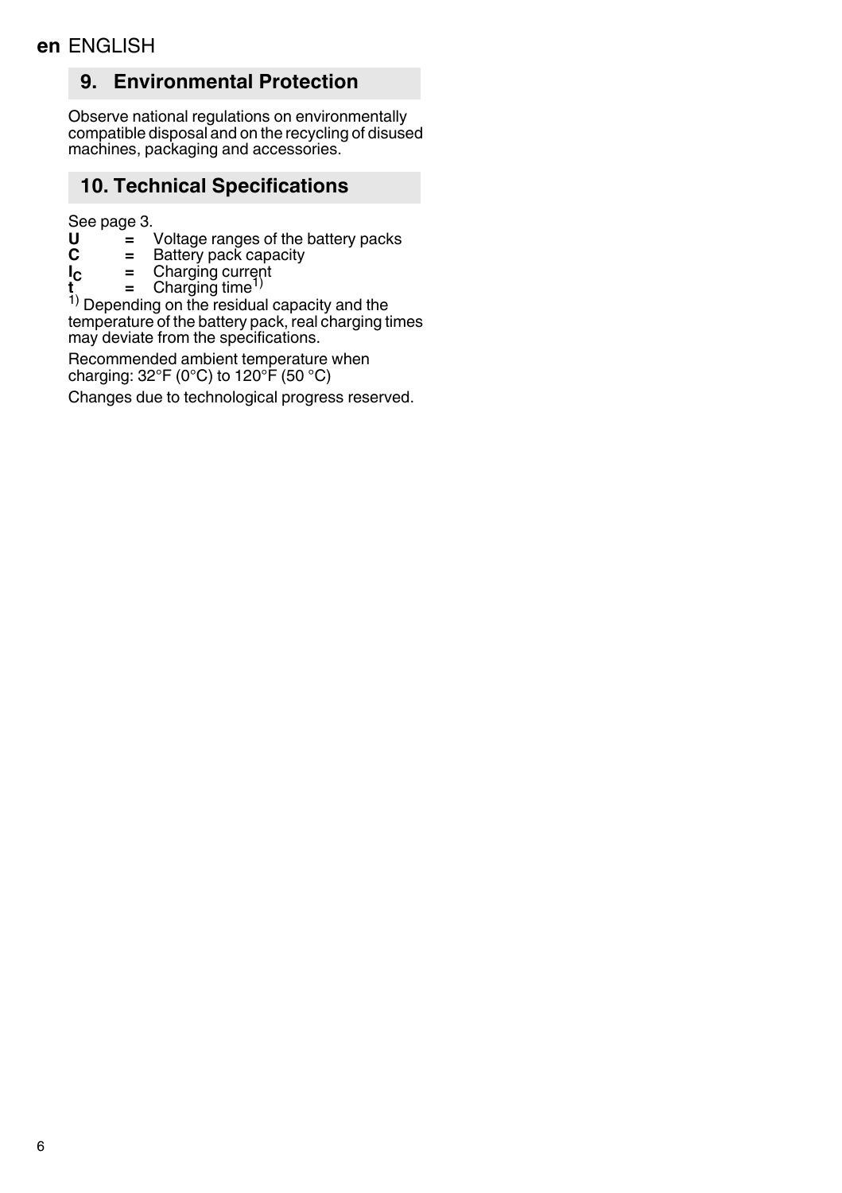## 9. Environmental Protection

Observe national regulations on environmentally compatible disposal and on the recycling of disused machines, packaging and accessories.

## 10. Technical Specifications

See page 3.

**U** = Voltage ranges of the battery packs
**C** = Battery pack capacity
$I_C$ = Charging current
**t** = Charging time[1)]

[1)] Depending on the residual capacity and the temperature of the battery pack, real charging times may deviate from the specifications.

Recommended ambient temperature when charging: 32°F (0°C) to 120°F (50 °C)

Changes due to technological progress reserved.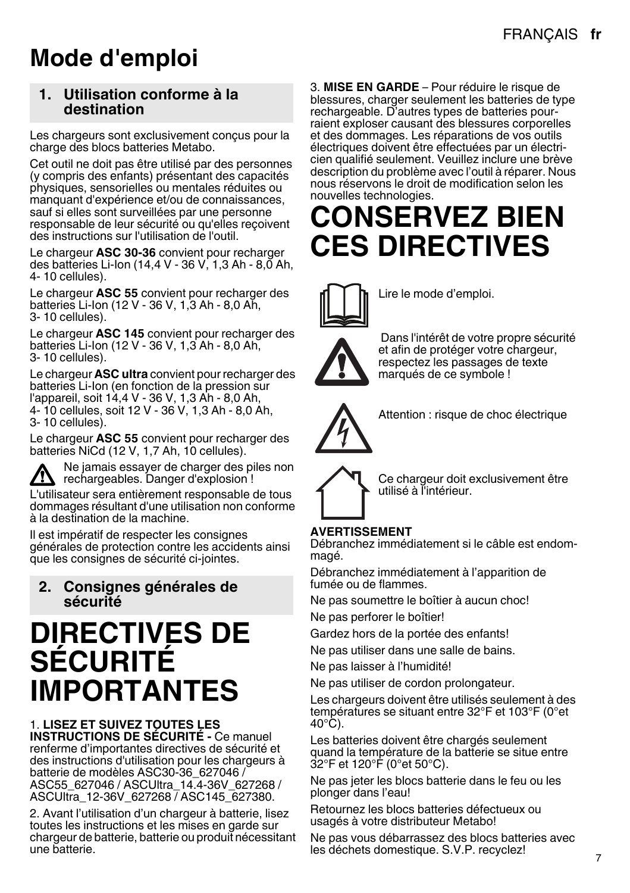# Mode d'emploi

## 1. Utilisation conforme à la destination

Les chargeurs sont exclusivement conçus pour la charge des blocs batteries Metabo.

Cet outil ne doit pas être utilisé par des personnes (y compris des enfants) présentant des capacités physiques, sensorielles ou mentales réduites ou manquant d'expérience et/ou de connaissances, sauf si elles sont surveillées par une personne responsable de leur sécurité ou qu'elles reçoivent des instructions sur l'utilisation de l'outil.

Le chargeur **ASC 30-36** convient pour recharger des batteries Li-Ion (14,4 V - 36 V, 1,3 Ah - 8,0 Ah, 4- 10 cellules).

Le chargeur **ASC 55** convient pour recharger des batteries Li-Ion (12 V - 36 V, 1,3 Ah - 8,0 Ah, 3- 10 cellules).

Le chargeur **ASC 145** convient pour recharger des batteries Li-Ion (12 V - 36 V, 1,3 Ah - 8,0 Ah, 3- 10 cellules).

Le chargeur **ASC ultra** convient pour recharger des batteries Li-Ion (en fonction de la pression sur l'appareil, soit 14,4 V - 36 V, 1,3 Ah - 8,0 Ah, 4- 10 cellules, soit 12 V - 36 V, 1,3 Ah - 8,0 Ah, 3- 10 cellules).

Le chargeur **ASC 55** convient pour recharger des batteries NiCd (12 V, 1,7 Ah, 10 cellules).

Ne jamais essayer de charger des piles non rechargeables. Danger d'explosion !

L'utilisateur sera entièrement responsable de tous dommages résultant d'une utilisation non conforme à la destination de la machine.

Il est impératif de respecter les consignes générales de protection contre les accidents ainsi que les consignes de sécurité ci-jointes.

## 2. Consignes générales de sécurité

# DIRECTIVES DE SÉCURITÉ IMPORTANTES

1. **LISEZ ET SUIVEZ TOUTES LES INSTRUCTIONS DE SÉCURITÉ -** Ce manuel renferme d'importantes directives de sécurité et des instructions d'utilisation pour les chargeurs à batterie de modèles ASC30-36_627046 / ASC55_627046 / ASCUltra_14.4-36V_627268 / ASCUltra_12-36V_627268 / ASC145_627380.

2. Avant l'utilisation d'un chargeur à batterie, lisez toutes les instructions et les mises en garde sur chargeur de batterie, batterie ou produit nécessitant une batterie.

3. **MISE EN GARDE** – Pour réduire le risque de blessures, charger seulement les batteries de type rechargeable. D'autres types de batteries pourraient exploser causant des blessures corporelles et des dommages. Les réparations de vos outils électriques doivent être effectuées par un électricien qualifié seulement. Veuillez inclure une brève description du problème avec l'outil à réparer. Nous nous réservons le droit de modification selon les nouvelles technologies.

# CONSERVEZ BIEN CES DIRECTIVES

Lire le mode d'emploi.

Dans l'intérêt de votre propre sécurité et afin de protéger votre chargeur, respectez les passages de texte marqués de ce symbole !

Attention : risque de choc électrique

Ce chargeur doit exclusivement être utilisé à l'intérieur.

**AVERTISSEMENT**

Débranchez immédiatement si le câble est endommagé.

Débranchez immédiatement à l'apparition de fumée ou de flammes.

Ne pas soumettre le boîtier à aucun choc!

Ne pas perforer le boîtier!

Gardez hors de la portée des enfants!

Ne pas utiliser dans une salle de bains.

Ne pas laisser à l'humidité!

Ne pas utiliser de cordon prolongateur.

Les chargeurs doivent être utilisés seulement à des températures se situant entre 32°F et 103°F (0°et 40°C).

Les batteries doivent être chargés seulement quand la température de la batterie se situe entre 32°F et 120°F (0°et 50°C).

Ne pas jeter les blocs batterie dans le feu ou les plonger dans l'eau!

Retournez les blocs batteries défectueux ou usagés à votre distributeur Metabo!

Ne pas vous débarrassez des blocs batteries avec les déchets domestique. S.V.P. recyclez!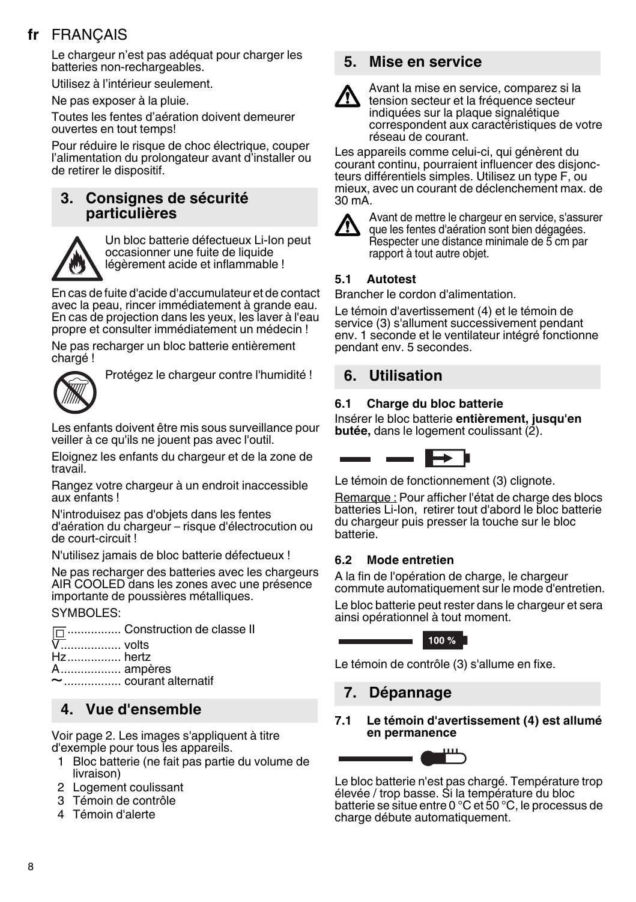Le chargeur n'est pas adéquat pour charger les batteries non-rechargeables.

Utilisez à l'intérieur seulement.

Ne pas exposer à la pluie.

Toutes les fentes d'aération doivent demeurer ouvertes en tout temps!

Pour réduire le risque de choc électrique, couper l'alimentation du prolongateur avant d'installer ou de retirer le dispositif.

## 3. Consignes de sécurité particulières

Un bloc batterie défectueux Li-Ion peut occasionner une fuite de liquide légèrement acide et inflammable !

En cas de fuite d'acide d'accumulateur et de contact avec la peau, rincer immédiatement à grande eau. En cas de projection dans les yeux, les laver à l'eau propre et consulter immédiatement un médecin !

Ne pas recharger un bloc batterie entièrement chargé !

Protégez le chargeur contre l'humidité !

Les enfants doivent être mis sous surveillance pour veiller à ce qu'ils ne jouent pas avec l'outil.

Eloignez les enfants du chargeur et de la zone de travail.

Rangez votre chargeur à un endroit inaccessible aux enfants !

N'introduisez pas d'objets dans les fentes d'aération du chargeur – risque d'électrocution ou de court-circuit !

N'utilisez jamais de bloc batterie défectueux !

Ne pas recharger des batteries avec les chargeurs AIR COOLED dans les zones avec une présence importante de poussières métalliques.

SYMBOLES:

⧈ ................ Construction de classe II
V.................. volts
Hz................ hertz
A.................. ampères
~ ................. courant alternatif

## 4. Vue d'ensemble

Voir page 2. Les images s'appliquent à titre d'exemple pour tous les appareils.

1 Bloc batterie (ne fait pas partie du volume de livraison)
2 Logement coulissant
3 Témoin de contrôle
4 Témoin d'alerte

## 5. Mise en service

Avant la mise en service, comparez si la tension secteur et la fréquence secteur indiquées sur la plaque signalétique correspondent aux caractéristiques de votre réseau de courant.

Les appareils comme celui-ci, qui génèrent du courant continu, pourraient influencer des disjoncteurs différentiels simples. Utilisez un type F, ou mieux, avec un courant de déclenchement max. de 30 mA.

Avant de mettre le chargeur en service, s'assurer que les fentes d'aération sont bien dégagées. Respecter une distance minimale de 5 cm par rapport à tout autre objet.

### 5.1 Autotest

Brancher le cordon d'alimentation.

Le témoin d'avertissement (4) et le témoin de service (3) s'allument successivement pendant env. 1 seconde et le ventilateur intégré fonctionne pendant env. 5 secondes.

## 6. Utilisation

### 6.1 Charge du bloc batterie

Insérer le bloc batterie **entièrement, jusqu'en butée,** dans le logement coulissant (2).

Le témoin de fonctionnement (3) clignote.

Remarque : Pour afficher l'état de charge des blocs batteries Li-Ion, retirer tout d'abord le bloc batterie du chargeur puis presser la touche sur le bloc batterie.

### 6.2 Mode entretien

A la fin de l'opération de charge, le chargeur commute automatiquement sur le mode d'entretien.

Le bloc batterie peut rester dans le chargeur et sera ainsi opérationnel à tout moment.

100 %

Le témoin de contrôle (3) s'allume en fixe.

## 7. Dépannage

### 7.1 Le témoin d'avertissement (4) est allumé en permanence

Le bloc batterie n'est pas chargé. Température trop élevée / trop basse. Si la température du bloc batterie se situe entre 0 °C et 50 °C, le processus de charge débute automatiquement.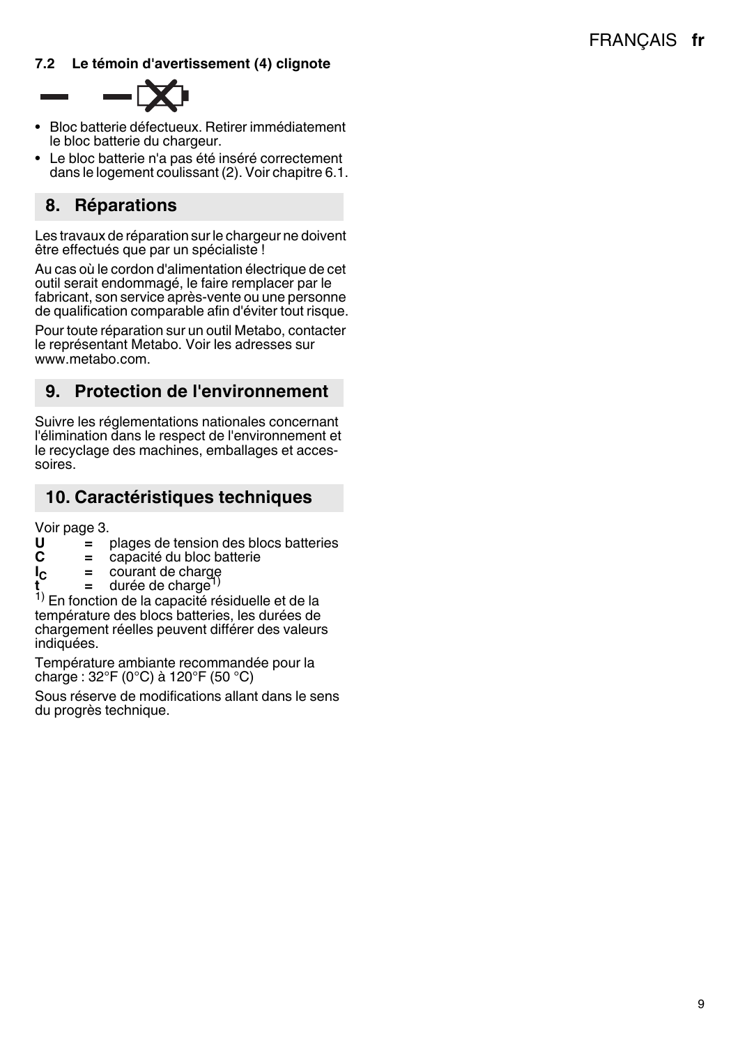### 7.2 Le témoin d'avertissement (4) clignote

- Bloc batterie défectueux. Retirer immédiatement le bloc batterie du chargeur.
- Le bloc batterie n'a pas été inséré correctement dans le logement coulissant (2). Voir chapitre 6.1.

## 8. Réparations

Les travaux de réparation sur le chargeur ne doivent être effectués que par un spécialiste !

Au cas où le cordon d'alimentation électrique de cet outil serait endommagé, le faire remplacer par le fabricant, son service après-vente ou une personne de qualification comparable afin d'éviter tout risque.

Pour toute réparation sur un outil Metabo, contacter le représentant Metabo. Voir les adresses sur www.metabo.com.

## 9. Protection de l'environnement

Suivre les réglementations nationales concernant l'élimination dans le respect de l'environnement et le recyclage des machines, emballages et accessoires.

## 10. Caractéristiques techniques

Voir page 3.

**U** = plages de tension des blocs batteries
**C** = capacité du bloc batterie
**$I_C$** = courant de charge
**t** = durée de charge[1)]

[1)] En fonction de la capacité résiduelle et de la température des blocs batteries, les durées de chargement réelles peuvent différer des valeurs indiquées.

Température ambiante recommandée pour la charge : 32°F (0°C) à 120°F (50 °C)

Sous réserve de modifications allant dans le sens du progrès technique.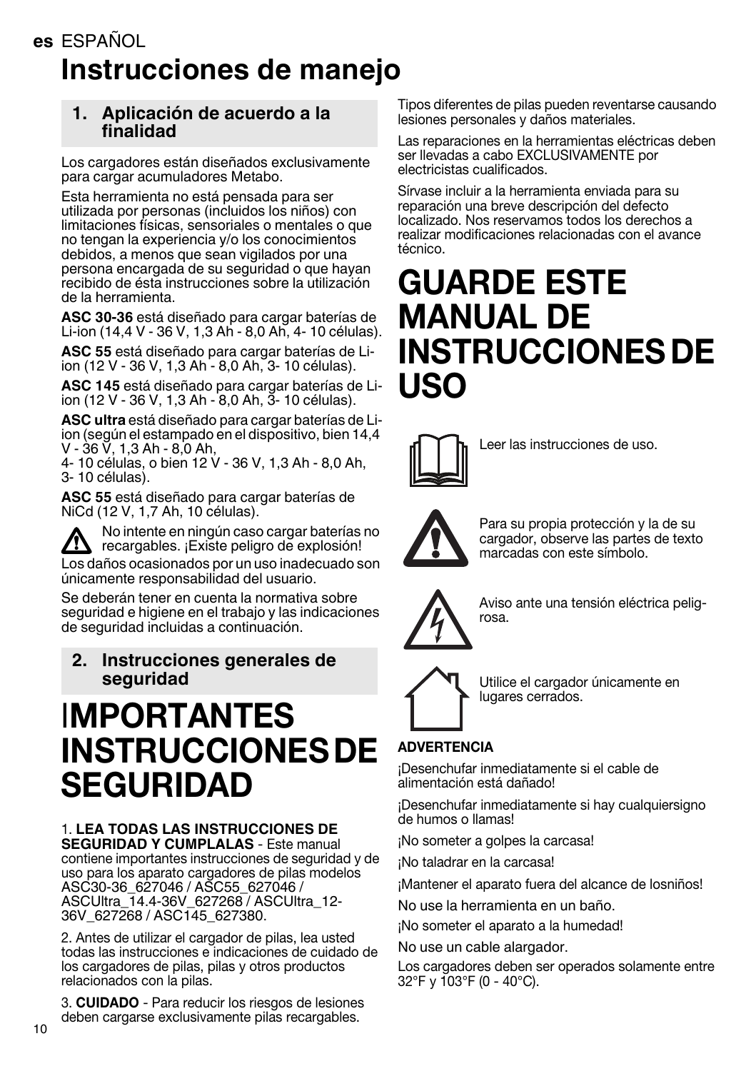es ESPAÑOL

# Instrucciones de manejo

## 1. Aplicación de acuerdo a la finalidad

Los cargadores están diseñados exclusivamente para cargar acumuladores Metabo.

Esta herramienta no está pensada para ser utilizada por personas (incluidos los niños) con limitaciones físicas, sensoriales o mentales o que no tengan la experiencia y/o los conocimientos debidos, a menos que sean vigilados por una persona encargada de su seguridad o que hayan recibido de ésta instrucciones sobre la utilización de la herramienta.

**ASC 30-36** está diseñado para cargar baterías de Li-ion (14,4 V - 36 V, 1,3 Ah - 8,0 Ah, 4- 10 células).

**ASC 55** está diseñado para cargar baterías de Li-ion (12 V - 36 V, 1,3 Ah - 8,0 Ah, 3- 10 células).

**ASC 145** está diseñado para cargar baterías de Li-ion (12 V - 36 V, 1,3 Ah - 8,0 Ah, 3- 10 células).

**ASC ultra** está diseñado para cargar baterías de Li-ion (según el estampado en el dispositivo, bien 14,4 V - 36 V, 1,3 Ah - 8,0 Ah,
4- 10 células, o bien 12 V - 36 V, 1,3 Ah - 8,0 Ah, 3- 10 células).

**ASC 55** está diseñado para cargar baterías de NiCd (12 V, 1,7 Ah, 10 células).

No intente en ningún caso cargar baterías no recargables. ¡Existe peligro de explosión!

Los daños ocasionados por un uso inadecuado son únicamente responsabilidad del usuario.

Se deberán tener en cuenta la normativa sobre seguridad e higiene en el trabajo y las indicaciones de seguridad incluidas a continuación.

## 2. Instrucciones generales de seguridad

# IMPORTANTES INSTRUCCIONES DE SEGURIDAD

1. **LEA TODAS LAS INSTRUCCIONES DE SEGURIDAD Y CUMPLALAS** - Este manual contiene importantes instrucciones de seguridad y de uso para los aparato cargadores de pilas modelos ASC30-36_627046 / ASC55_627046 / ASCUltra_14.4-36V_627268 / ASCUltra_12-36V_627268 / ASC145_627380.

2. Antes de utilizar el cargador de pilas, lea usted todas las instrucciones e indicaciones de cuidado de los cargadores de pilas, pilas y otros productos relacionados con la pilas.

3. **CUIDADO** - Para reducir los riesgos de lesiones deben cargarse exclusivamente pilas recargables. Tipos diferentes de pilas pueden reventarse causando lesiones personales y daños materiales.

Las reparaciones en la herramientas eléctricas deben ser llevadas a cabo EXCLUSIVAMENTE por electricistas cualificados.

Sírvase incluir a la herramienta enviada para su reparación una breve descripción del defecto localizado. Nos reservamos todos los derechos a realizar modificaciones relacionadas con el avance técnico.

# GUARDE ESTE MANUAL DE INSTRUCCIONES DE USO

Leer las instrucciones de uso.

Para su propia protección y la de su cargador, observe las partes de texto marcadas con este símbolo.

Aviso ante una tensión eléctrica peligrosa.

Utilice el cargador únicamente en lugares cerrados.

**ADVERTENCIA**

¡Desenchufar inmediatamente si el cable de alimentación está dañado!

¡Desenchufar inmediatamente si hay cualquiersigno de humos o llamas!

¡No someter a golpes la carcasa!

¡No taladrar en la carcasa!

¡Mantener el aparato fuera del alcance de losniños!

No use la herramienta en un baño.

¡No someter el aparato a la humedad!

No use un cable alargador.

Los cargadores deben ser operados solamente entre 32°F y 103°F (0 - 40°C).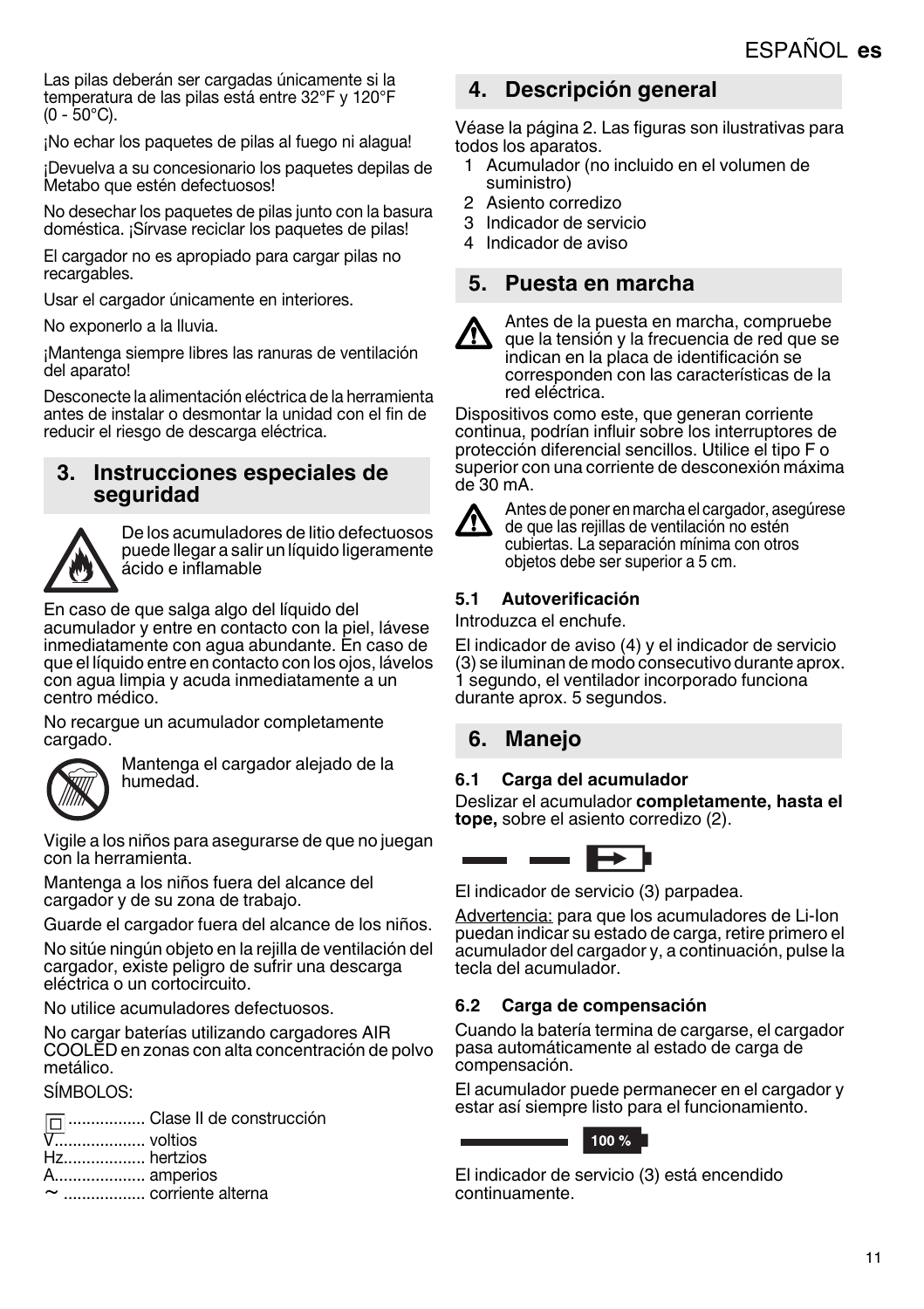Las pilas deberán ser cargadas únicamente si la temperatura de las pilas está entre 32°F y 120°F (0 - 50°C).

¡No echar los paquetes de pilas al fuego ni alagua!

¡Devuelva a su concesionario los paquetes depilas de Metabo que estén defectuosos!

No desechar los paquetes de pilas junto con la basura doméstica. ¡Sírvase reciclar los paquetes de pilas!

El cargador no es apropiado para cargar pilas no recargables.

Usar el cargador únicamente en interiores.

No exponerlo a la lluvia.

¡Mantenga siempre libres las ranuras de ventilación del aparato!

Desconecte la alimentación eléctrica de la herramienta antes de instalar o desmontar la unidad con el fin de reducir el riesgo de descarga eléctrica.

## 3. Instrucciones especiales de seguridad

De los acumuladores de litio defectuosos puede llegar a salir un líquido ligeramente ácido e inflamable

En caso de que salga algo del líquido del acumulador y entre en contacto con la piel, lávese inmediatamente con agua abundante. En caso de que el líquido entre en contacto con los ojos, lávelos con agua limpia y acuda inmediatamente a un centro médico.

No recargue un acumulador completamente cargado.

Mantenga el cargador alejado de la humedad.

Vigile a los niños para asegurarse de que no juegan con la herramienta.

Mantenga a los niños fuera del alcance del cargador y de su zona de trabajo.

Guarde el cargador fuera del alcance de los niños.

No sitúe ningún objeto en la rejilla de ventilación del cargador, existe peligro de sufrir una descarga eléctrica o un cortocircuito.

No utilice acumuladores defectuosos.

No cargar baterías utilizando cargadores AIR COOLED en zonas con alta concentración de polvo metálico.

SÍMBOLOS:

▢ ................. Clase II de construcción
V.................... voltios
Hz.................. hertzios
A.................... amperios
~ .................. corriente alterna

## 4. Descripción general

Véase la página 2. Las figuras son ilustrativas para todos los aparatos.

1. Acumulador (no incluido en el volumen de suministro)
2. Asiento corredizo
3. Indicador de servicio
4. Indicador de aviso

## 5. Puesta en marcha

Antes de la puesta en marcha, compruebe que la tensión y la frecuencia de red que se indican en la placa de identificación se corresponden con las características de la red eléctrica.

Dispositivos como este, que generan corriente continua, podrían influir sobre los interruptores de protección diferencial sencillos. Utilice el tipo F o superior con una corriente de desconexión máxima de 30 mA.

Antes de poner en marcha el cargador, asegúrese de que las rejillas de ventilación no estén cubiertas. La separación mínima con otros objetos debe ser superior a 5 cm.

### 5.1 Autoverificación

Introduzca el enchufe.

El indicador de aviso (4) y el indicador de servicio (3) se iluminan de modo consecutivo durante aprox. 1 segundo, el ventilador incorporado funciona durante aprox. 5 segundos.

## 6. Manejo

### 6.1 Carga del acumulador

Deslizar el acumulador **completamente, hasta el tope,** sobre el asiento corredizo (2).

El indicador de servicio (3) parpadea.

Advertencia: para que los acumuladores de Li-Ion puedan indicar su estado de carga, retire primero el acumulador del cargador y, a continuación, pulse la tecla del acumulador.

### 6.2 Carga de compensación

Cuando la batería termina de cargarse, el cargador pasa automáticamente al estado de carga de compensación.

El acumulador puede permanecer en el cargador y estar así siempre listo para el funcionamiento.

100 %

El indicador de servicio (3) está encendido continuamente.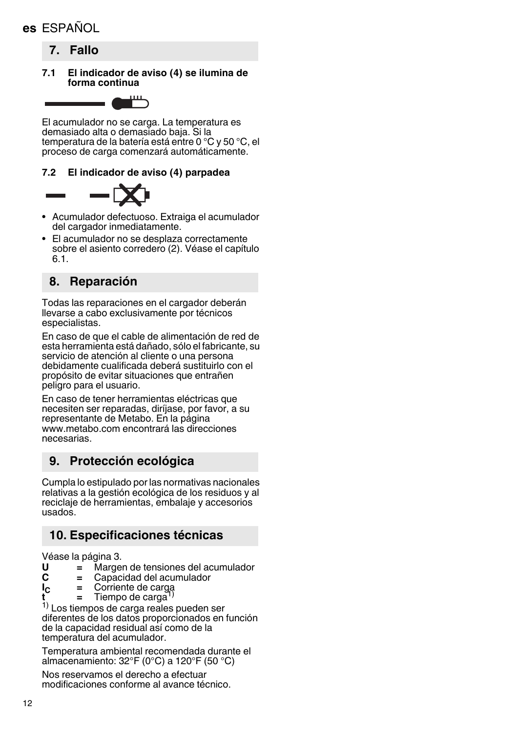## 7. Fallo

### 7.1 El indicador de aviso (4) se ilumina de forma continua

El acumulador no se carga. La temperatura es demasiado alta o demasiado baja. Si la temperatura de la batería está entre 0 °C y 50 °C, el proceso de carga comenzará automáticamente.

### 7.2 El indicador de aviso (4) parpadea

- Acumulador defectuoso. Extraiga el acumulador del cargador inmediatamente.
- El acumulador no se desplaza correctamente sobre el asiento corredero (2). Véase el capítulo 6.1.

## 8. Reparación

Todas las reparaciones en el cargador deberán llevarse a cabo exclusivamente por técnicos especialistas.

En caso de que el cable de alimentación de red de esta herramienta está dañado, sólo el fabricante, su servicio de atención al cliente o una persona debidamente cualificada deberá sustituirlo con el propósito de evitar situaciones que entrañen peligro para el usuario.

En caso de tener herramientas eléctricas que necesiten ser reparadas, diríjase, por favor, a su representante de Metabo. En la página www.metabo.com encontrará las direcciones necesarias.

## 9. Protección ecológica

Cumpla lo estipulado por las normativas nacionales relativas a la gestión ecológica de los residuos y al reciclaje de herramientas, embalaje y accesorios usados.

## 10. Especificaciones técnicas

Véase la página 3.

**U** = Margen de tensiones del acumulador
**C** = Capacidad del acumulador
**$I_C$** = Corriente de carga
**t** = Tiempo de carga[1)]

[1)] Los tiempos de carga reales pueden ser diferentes de los datos proporcionados en función de la capacidad residual así como de la temperatura del acumulador.

Temperatura ambiental recomendada durante el almacenamiento: 32°F (0°C) a 120°F (50 °C)

Nos reservamos el derecho a efectuar modificaciones conforme al avance técnico.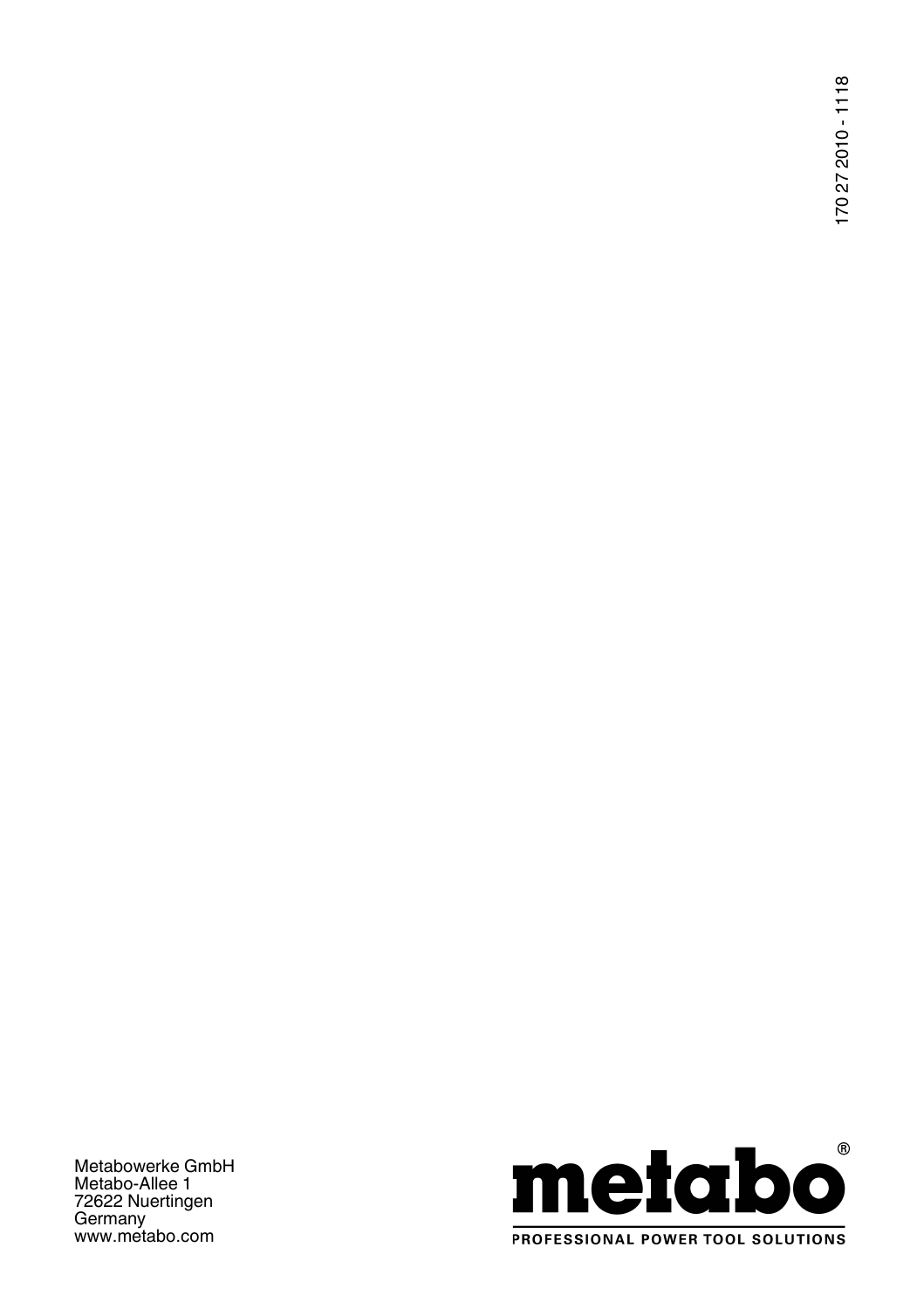170 27 2010 - 1118

Metabowerke GmbH
Metabo-Allee 1
72622 Nuertingen
Germany
www.metabo.com

metabo®

PROFESSIONAL POWER TOOL SOLUTIONS